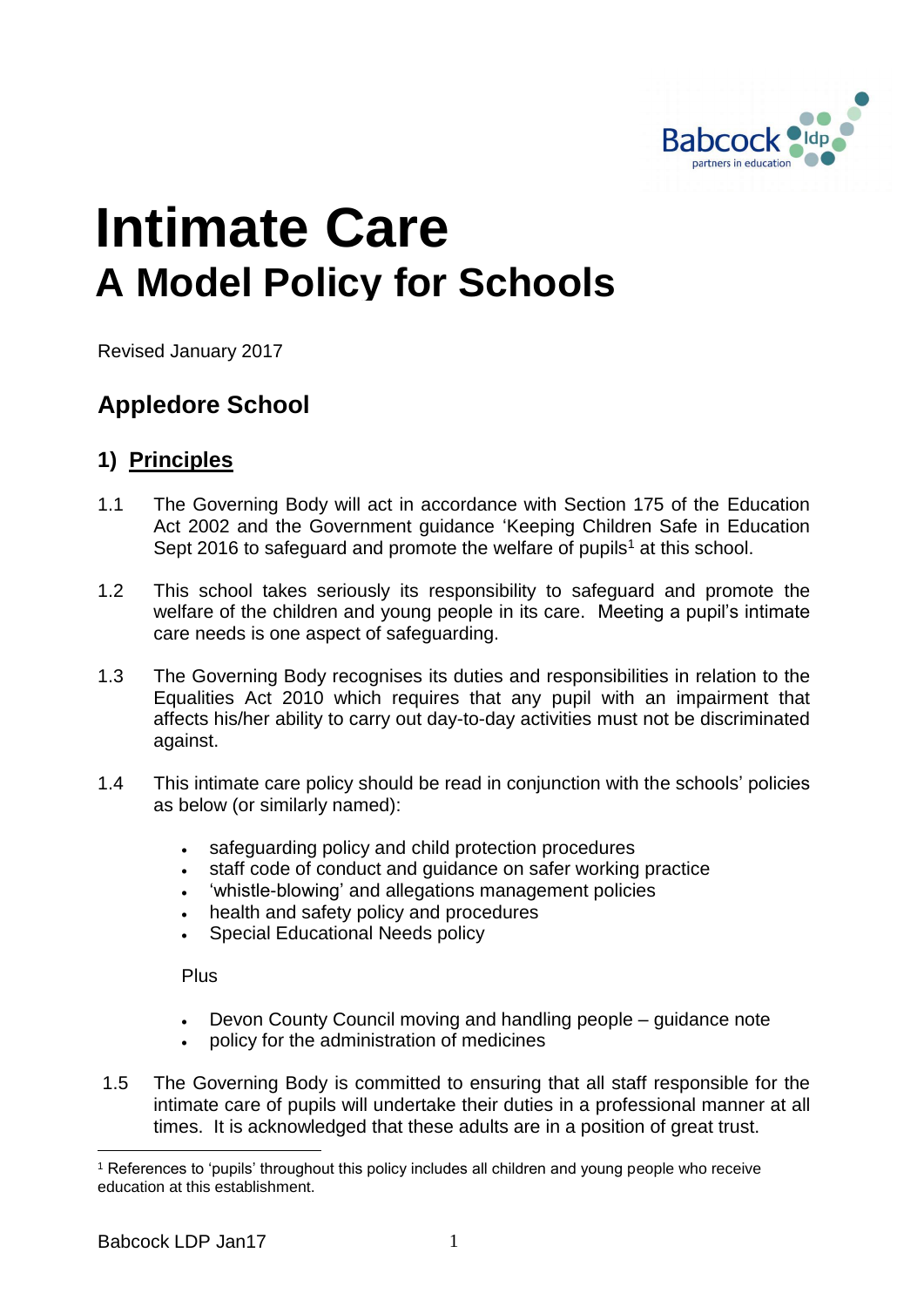# Intimate Care

## A Model Policy for Schools

Revised January 2017

## Appledore School

### 1) Principles

1.1 The Governing Body will act in accordance with Section 175 of the Education Act 2002 and the Government guidance 'Keeping Children Safe in Education Sept 2016 to safeguard and promote the welfare of pupils[1] at this school.

1.2 This school takes seriously its responsibility to safeguard and promote the welfare of the children and young people in its care. Meeting a pupil's intimate care needs is one aspect of safeguarding.

1.3 The Governing Body recognises its duties and responsibilities in relation to the Equalities Act 2010 which requires that any pupil with an impairment that affects his/her ability to carry out day-to-day activities must not be discriminated against.

1.4 This intimate care policy should be read in conjunction with the schools' policies as below (or similarly named):

- safeguarding policy and child protection procedures
- staff code of conduct and guidance on safer working practice
- 'whistle-blowing' and allegations management policies
- health and safety policy and procedures
- Special Educational Needs policy

Plus

- Devon County Council moving and handling people – guidance note
- policy for the administration of medicines

1.5 The Governing Body is committed to ensuring that all staff responsible for the intimate care of pupils will undertake their duties in a professional manner at all times. It is acknowledged that these adults are in a position of great trust.

[1] References to 'pupils' throughout this policy includes all children and young people who receive education at this establishment.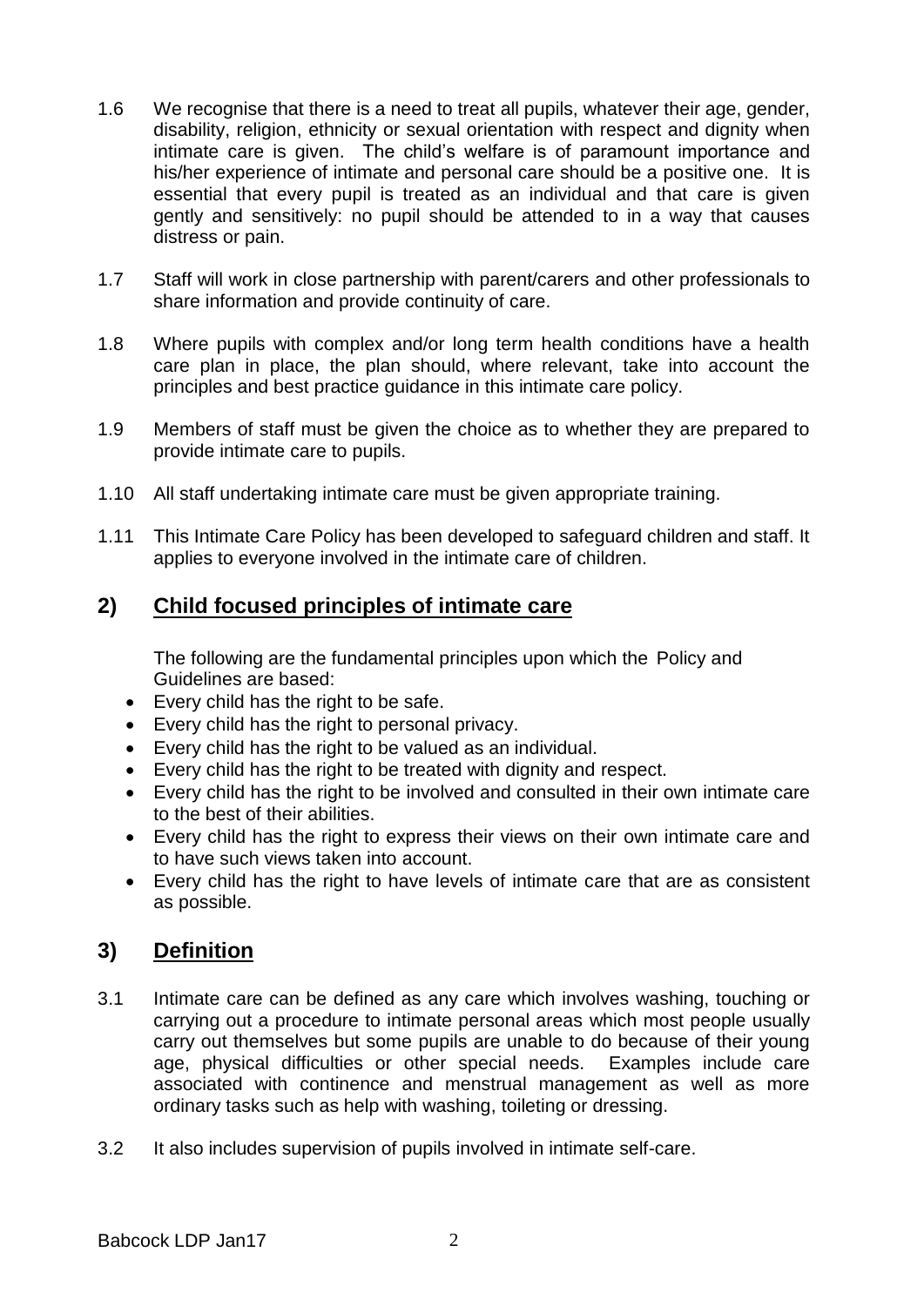1.6 We recognise that there is a need to treat all pupils, whatever their age, gender, disability, religion, ethnicity or sexual orientation with respect and dignity when intimate care is given. The child's welfare is of paramount importance and his/her experience of intimate and personal care should be a positive one. It is essential that every pupil is treated as an individual and that care is given gently and sensitively: no pupil should be attended to in a way that causes distress or pain.

1.7 Staff will work in close partnership with parent/carers and other professionals to share information and provide continuity of care.

1.8 Where pupils with complex and/or long term health conditions have a health care plan in place, the plan should, where relevant, take into account the principles and best practice guidance in this intimate care policy.

1.9 Members of staff must be given the choice as to whether they are prepared to provide intimate care to pupils.

1.10 All staff undertaking intimate care must be given appropriate training.

1.11 This Intimate Care Policy has been developed to safeguard children and staff. It applies to everyone involved in the intimate care of children.

## 2) Child focused principles of intimate care

The following are the fundamental principles upon which the Policy and Guidelines are based:

- Every child has the right to be safe.
- Every child has the right to personal privacy.
- Every child has the right to be valued as an individual.
- Every child has the right to be treated with dignity and respect.
- Every child has the right to be involved and consulted in their own intimate care to the best of their abilities.
- Every child has the right to express their views on their own intimate care and to have such views taken into account.
- Every child has the right to have levels of intimate care that are as consistent as possible.

## 3) Definition

3.1 Intimate care can be defined as any care which involves washing, touching or carrying out a procedure to intimate personal areas which most people usually carry out themselves but some pupils are unable to do because of their young age, physical difficulties or other special needs. Examples include care associated with continence and menstrual management as well as more ordinary tasks such as help with washing, toileting or dressing.

3.2 It also includes supervision of pupils involved in intimate self-care.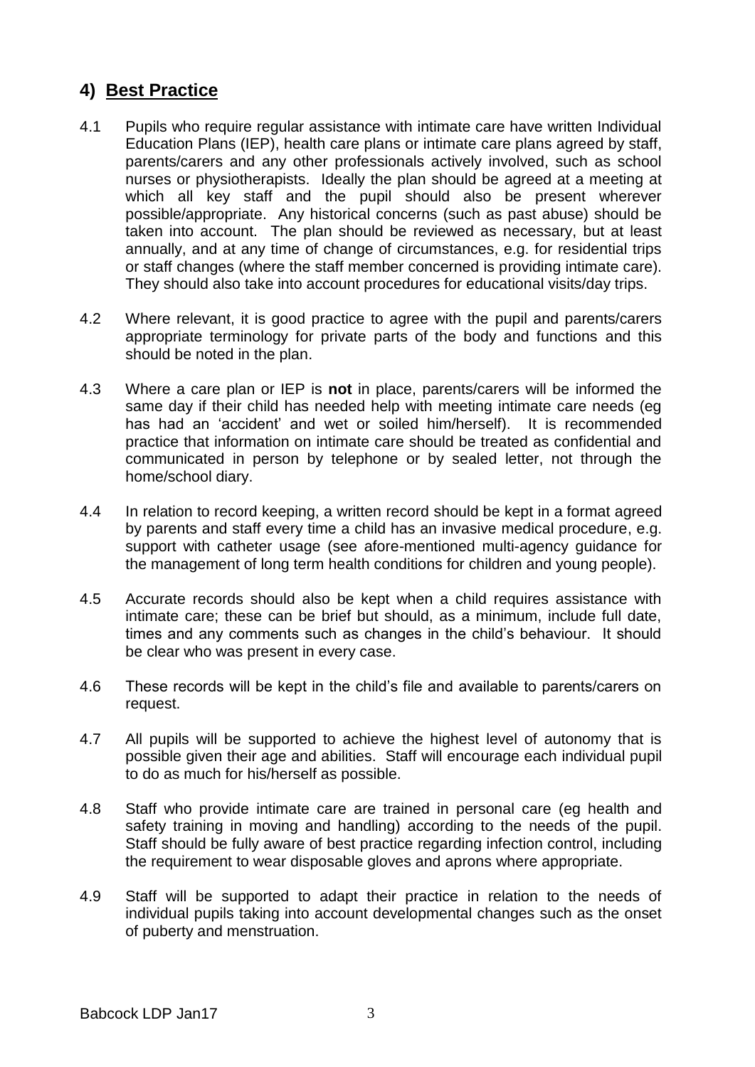## 4) Best Practice

4.1 Pupils who require regular assistance with intimate care have written Individual Education Plans (IEP), health care plans or intimate care plans agreed by staff, parents/carers and any other professionals actively involved, such as school nurses or physiotherapists. Ideally the plan should be agreed at a meeting at which all key staff and the pupil should also be present wherever possible/appropriate. Any historical concerns (such as past abuse) should be taken into account. The plan should be reviewed as necessary, but at least annually, and at any time of change of circumstances, e.g. for residential trips or staff changes (where the staff member concerned is providing intimate care). They should also take into account procedures for educational visits/day trips.

4.2 Where relevant, it is good practice to agree with the pupil and parents/carers appropriate terminology for private parts of the body and functions and this should be noted in the plan.

4.3 Where a care plan or IEP is **not** in place, parents/carers will be informed the same day if their child has needed help with meeting intimate care needs (eg has had an 'accident' and wet or soiled him/herself). It is recommended practice that information on intimate care should be treated as confidential and communicated in person by telephone or by sealed letter, not through the home/school diary.

4.4 In relation to record keeping, a written record should be kept in a format agreed by parents and staff every time a child has an invasive medical procedure, e.g. support with catheter usage (see afore-mentioned multi-agency guidance for the management of long term health conditions for children and young people).

4.5 Accurate records should also be kept when a child requires assistance with intimate care; these can be brief but should, as a minimum, include full date, times and any comments such as changes in the child's behaviour. It should be clear who was present in every case.

4.6 These records will be kept in the child's file and available to parents/carers on request.

4.7 All pupils will be supported to achieve the highest level of autonomy that is possible given their age and abilities. Staff will encourage each individual pupil to do as much for his/herself as possible.

4.8 Staff who provide intimate care are trained in personal care (eg health and safety training in moving and handling) according to the needs of the pupil. Staff should be fully aware of best practice regarding infection control, including the requirement to wear disposable gloves and aprons where appropriate.

4.9 Staff will be supported to adapt their practice in relation to the needs of individual pupils taking into account developmental changes such as the onset of puberty and menstruation.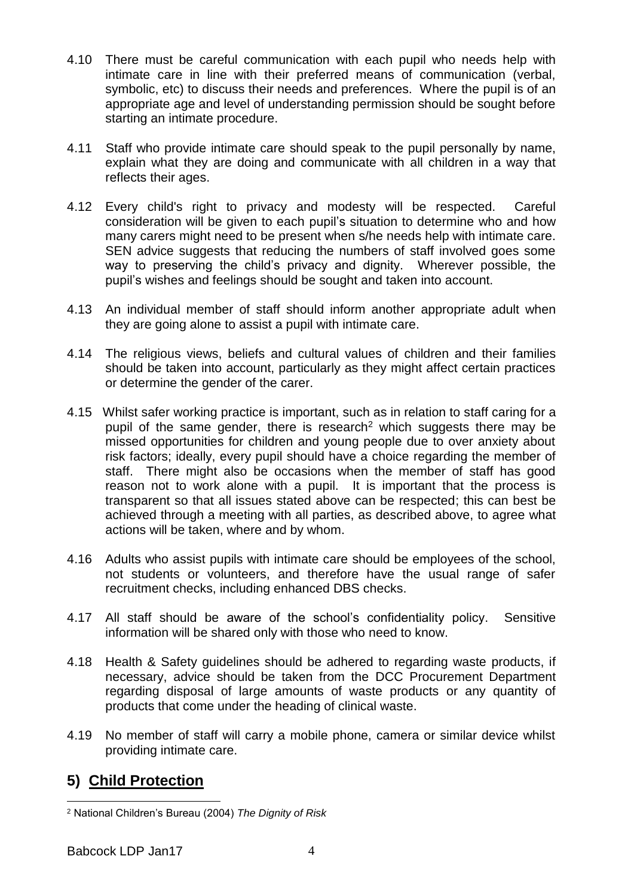4.10 There must be careful communication with each pupil who needs help with intimate care in line with their preferred means of communication (verbal, symbolic, etc) to discuss their needs and preferences. Where the pupil is of an appropriate age and level of understanding permission should be sought before starting an intimate procedure.

4.11 Staff who provide intimate care should speak to the pupil personally by name, explain what they are doing and communicate with all children in a way that reflects their ages.

4.12 Every child's right to privacy and modesty will be respected. Careful consideration will be given to each pupil's situation to determine who and how many carers might need to be present when s/he needs help with intimate care. SEN advice suggests that reducing the numbers of staff involved goes some way to preserving the child's privacy and dignity. Wherever possible, the pupil's wishes and feelings should be sought and taken into account.

4.13 An individual member of staff should inform another appropriate adult when they are going alone to assist a pupil with intimate care.

4.14 The religious views, beliefs and cultural values of children and their families should be taken into account, particularly as they might affect certain practices or determine the gender of the carer.

4.15 Whilst safer working practice is important, such as in relation to staff caring for a pupil of the same gender, there is research[2] which suggests there may be missed opportunities for children and young people due to over anxiety about risk factors; ideally, every pupil should have a choice regarding the member of staff. There might also be occasions when the member of staff has good reason not to work alone with a pupil. It is important that the process is transparent so that all issues stated above can be respected; this can best be achieved through a meeting with all parties, as described above, to agree what actions will be taken, where and by whom.

4.16 Adults who assist pupils with intimate care should be employees of the school, not students or volunteers, and therefore have the usual range of safer recruitment checks, including enhanced DBS checks.

4.17 All staff should be aware of the school's confidentiality policy. Sensitive information will be shared only with those who need to know.

4.18 Health & Safety guidelines should be adhered to regarding waste products, if necessary, advice should be taken from the DCC Procurement Department regarding disposal of large amounts of waste products or any quantity of products that come under the heading of clinical waste.

4.19 No member of staff will carry a mobile phone, camera or similar device whilst providing intimate care.

## 5) Child Protection

[2] National Children's Bureau (2004) *The Dignity of Risk*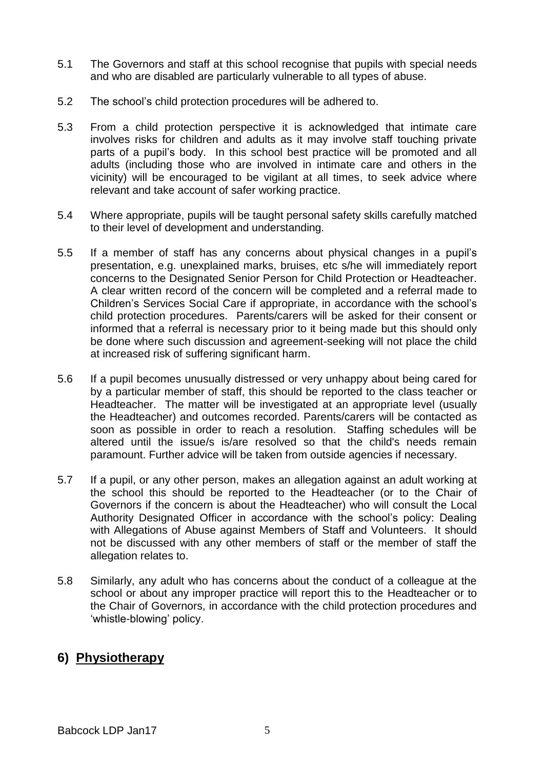5.1 The Governors and staff at this school recognise that pupils with special needs and who are disabled are particularly vulnerable to all types of abuse.

5.2 The school's child protection procedures will be adhered to.

5.3 From a child protection perspective it is acknowledged that intimate care involves risks for children and adults as it may involve staff touching private parts of a pupil's body. In this school best practice will be promoted and all adults (including those who are involved in intimate care and others in the vicinity) will be encouraged to be vigilant at all times, to seek advice where relevant and take account of safer working practice.

5.4 Where appropriate, pupils will be taught personal safety skills carefully matched to their level of development and understanding.

5.5 If a member of staff has any concerns about physical changes in a pupil's presentation, e.g. unexplained marks, bruises, etc s/he will immediately report concerns to the Designated Senior Person for Child Protection or Headteacher. A clear written record of the concern will be completed and a referral made to Children's Services Social Care if appropriate, in accordance with the school's child protection procedures. Parents/carers will be asked for their consent or informed that a referral is necessary prior to it being made but this should only be done where such discussion and agreement-seeking will not place the child at increased risk of suffering significant harm.

5.6 If a pupil becomes unusually distressed or very unhappy about being cared for by a particular member of staff, this should be reported to the class teacher or Headteacher. The matter will be investigated at an appropriate level (usually the Headteacher) and outcomes recorded. Parents/carers will be contacted as soon as possible in order to reach a resolution. Staffing schedules will be altered until the issue/s is/are resolved so that the child's needs remain paramount. Further advice will be taken from outside agencies if necessary.

5.7 If a pupil, or any other person, makes an allegation against an adult working at the school this should be reported to the Headteacher (or to the Chair of Governors if the concern is about the Headteacher) who will consult the Local Authority Designated Officer in accordance with the school's policy: Dealing with Allegations of Abuse against Members of Staff and Volunteers. It should not be discussed with any other members of staff or the member of staff the allegation relates to.

5.8 Similarly, any adult who has concerns about the conduct of a colleague at the school or about any improper practice will report this to the Headteacher or to the Chair of Governors, in accordance with the child protection procedures and 'whistle-blowing' policy.

## 6) Physiotherapy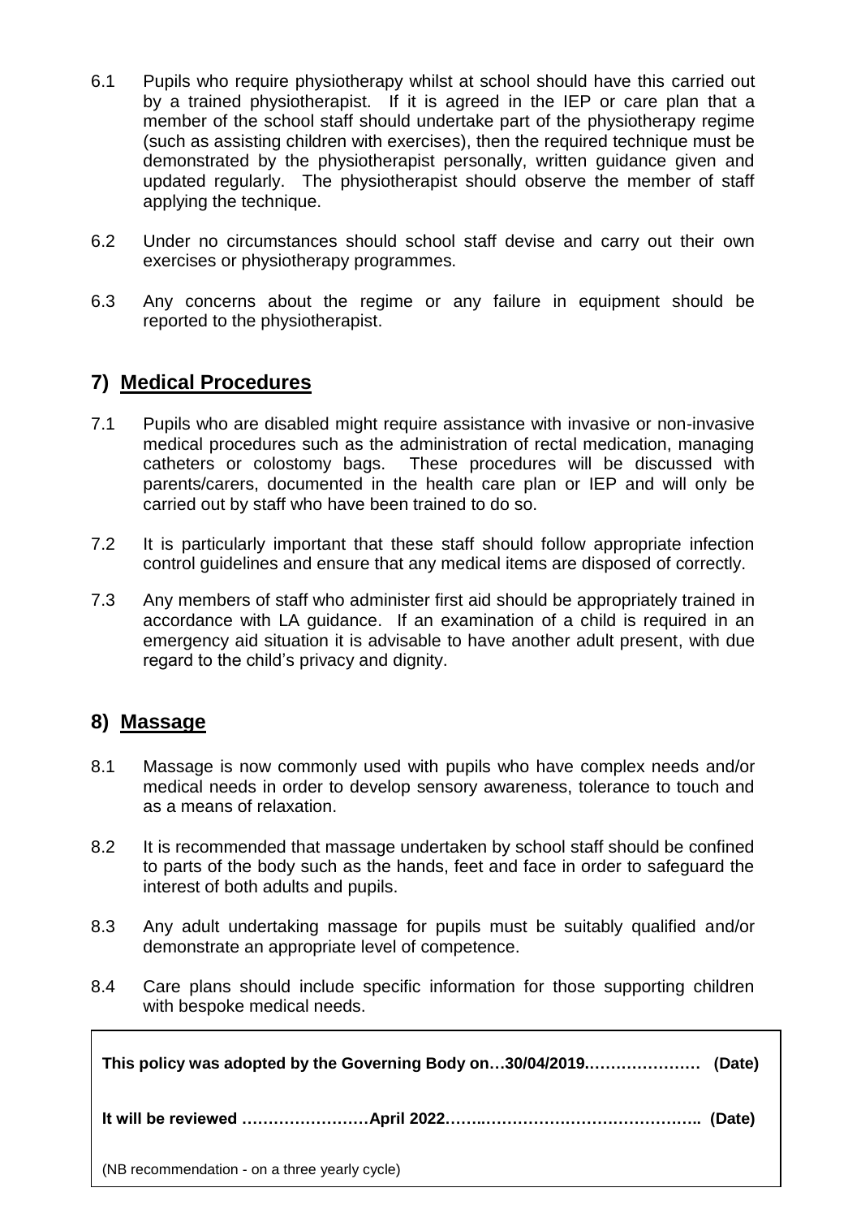6.1 Pupils who require physiotherapy whilst at school should have this carried out by a trained physiotherapist. If it is agreed in the IEP or care plan that a member of the school staff should undertake part of the physiotherapy regime (such as assisting children with exercises), then the required technique must be demonstrated by the physiotherapist personally, written guidance given and updated regularly. The physiotherapist should observe the member of staff applying the technique.

6.2 Under no circumstances should school staff devise and carry out their own exercises or physiotherapy programmes.

6.3 Any concerns about the regime or any failure in equipment should be reported to the physiotherapist.

## 7) <u>Medical Procedures</u>

7.1 Pupils who are disabled might require assistance with invasive or non-invasive medical procedures such as the administration of rectal medication, managing catheters or colostomy bags. These procedures will be discussed with parents/carers, documented in the health care plan or IEP and will only be carried out by staff who have been trained to do so.

7.2 It is particularly important that these staff should follow appropriate infection control guidelines and ensure that any medical items are disposed of correctly.

7.3 Any members of staff who administer first aid should be appropriately trained in accordance with LA guidance. If an examination of a child is required in an emergency aid situation it is advisable to have another adult present, with due regard to the child's privacy and dignity.

## 8) <u>Massage</u>

8.1 Massage is now commonly used with pupils who have complex needs and/or medical needs in order to develop sensory awareness, tolerance to touch and as a means of relaxation.

8.2 It is recommended that massage undertaken by school staff should be confined to parts of the body such as the hands, feet and face in order to safeguard the interest of both adults and pupils.

8.3 Any adult undertaking massage for pupils must be suitably qualified and/or demonstrate an appropriate level of competence.

8.4 Care plans should include specific information for those supporting children with bespoke medical needs.

**This policy was adopted by the Governing Body on…30/04/2019………………… (Date)**

**It will be reviewed ……………………April 2022……..………………………………….. (Date)**

(NB recommendation - on a three yearly cycle)